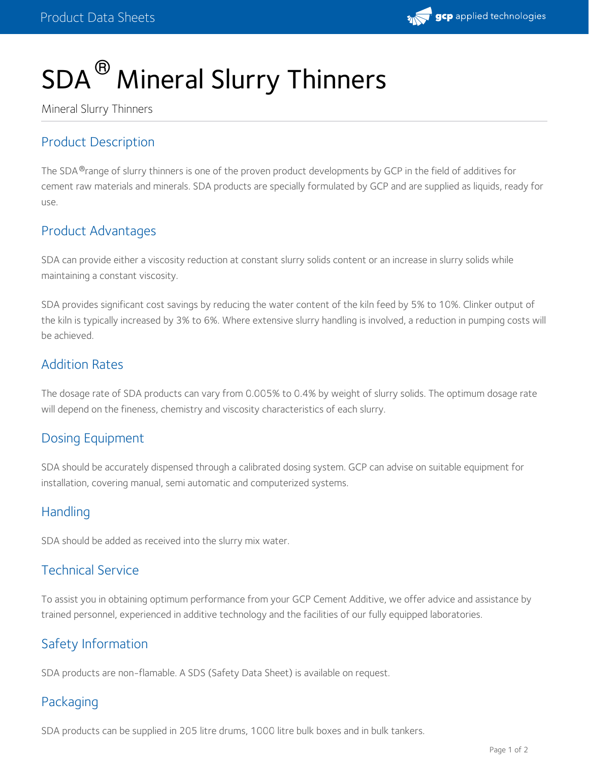# SDA® Mineral Slurry Thinners

Mineral Slurry Thinners

## Product Description

The SDA®range of slurry thinners is one of the proven product developments by GCP in the field of additives for cement raw materials and minerals. SDA products are specially formulated by GCP and are supplied as liquids, ready for use.

## Product Advantages

SDA can provide either a viscosity reduction at constant slurry solids content or an increase in slurry solids while maintaining a constant viscosity.

SDA provides significant cost savings by reducing the water content of the kiln feed by 5% to 10%. Clinker output of the kiln is typically increased by 3% to 6%. Where extensive slurry handling is involved, a reduction in pumping costs will be achieved.

## Addition Rates

The dosage rate of SDA products can vary from 0.005% to 0.4% by weight of slurry solids. The optimum dosage rate will depend on the fineness, chemistry and viscosity characteristics of each slurry.

## Dosing Equipment

SDA should be accurately dispensed through a calibrated dosing system. GCP can advise on suitable equipment for installation, covering manual, semi automatic and computerized systems.

## Handling

SDA should be added as received into the slurry mix water.

## Technical Service

To assist you in obtaining optimum performance from your GCP Cement Additive, we offer advice and assistance by trained personnel, experienced in additive technology and the facilities of our fully equipped laboratories.

## Safety Information

SDA products are non-flamable. A SDS (Safety Data Sheet) is available on request.

## Packaging

SDA products can be supplied in 205 litre drums, 1000 litre bulk boxes and in bulk tankers.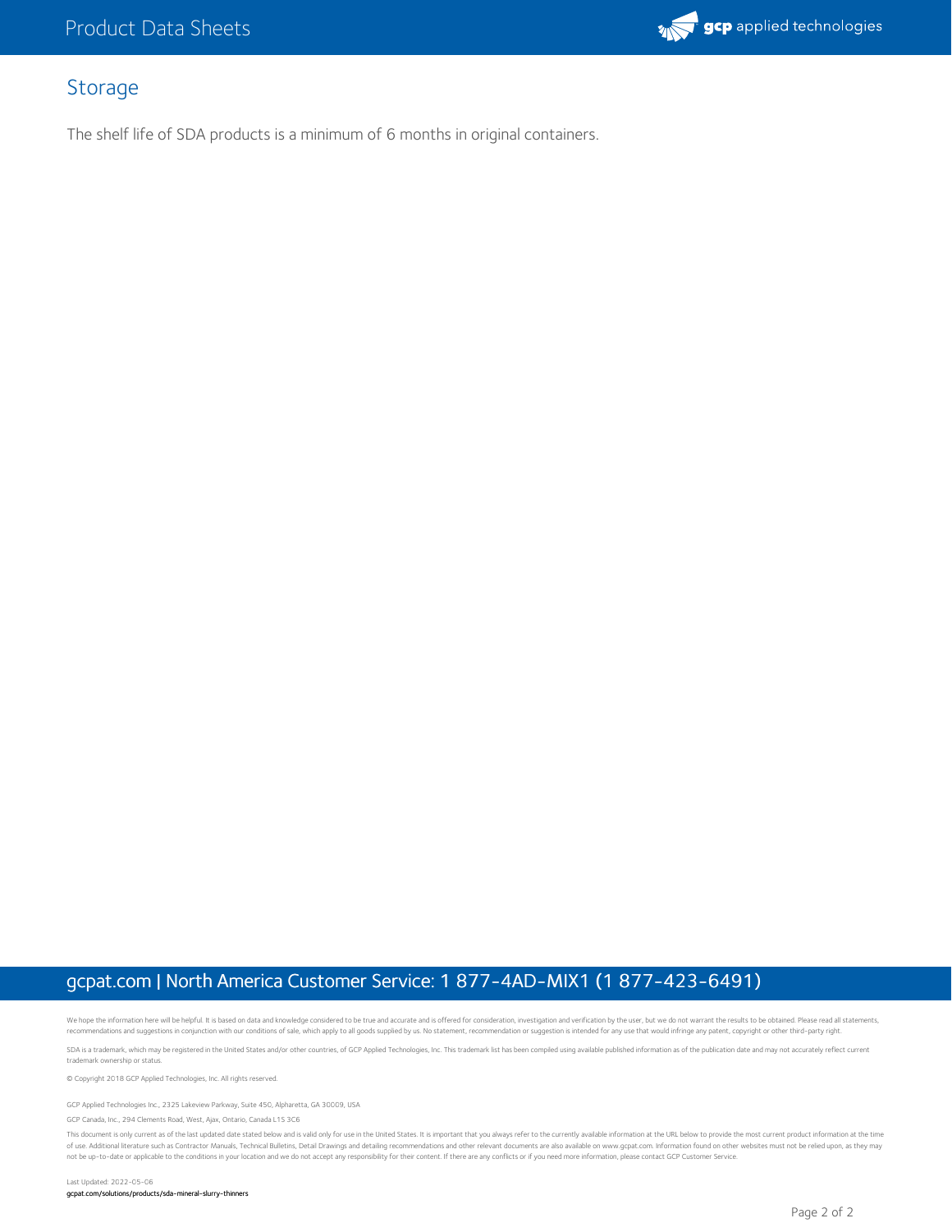## Storage

The shelf life of SDA products is a minimum of 6 months in original containers.

gcpat.com | North America Customer Service: 1 877-4AD-MIX1 (1 877-423-6491)

We hope the information here will be helpful. It is based on data and knowledge considered to be true and accurate and is offered for consideration, investigation and verification by the user, but we do not warrant the results to be obtained. Please read all statements, recommendations and suggestions in conjunction with our conditions of sale, which apply to all goods supplied by us. No statement, recommendation or suggestion is intended for any use that would infringe any patent, copyright or other third-party right.

SDA is a trademark, which may be registered in the United States and/or other countries, of GCP Applied Technologies, Inc. This trademark list has been compiled using available published information as of the publication date and may not accurately reflect current trademark ownership or status.

© Copyright 2018 GCP Applied Technologies, Inc. All rights reserved.

GCP Applied Technologies Inc., 2325 Lakeview Parkway, Suite 450, Alpharetta, GA 30009, USA

GCP Canada, Inc., 294 Clements Road, West, Ajax, Ontario, Canada L1S 3C6

This document is only current as of the last updated date stated below and is valid only for use in the United States. It is important that you always refer to the currently available information at the URL below to provide the most current product information at the time of use. Additional literature such as Contractor Manuals, Technical Bulletins, Detail Drawings and detailing recommendations and other relevant documents are also available on www.gcpat.com. Information found on other websites must not be relied upon, as they may not be up-to-date or applicable to the conditions in your location and we do not accept any responsibility for their content. If there are any conflicts or if you need more information, please contact GCP Customer Service.

Last Updated: 2022-05-06

gcpat.com/solutions/products/sda-mineral-slurry-thinners